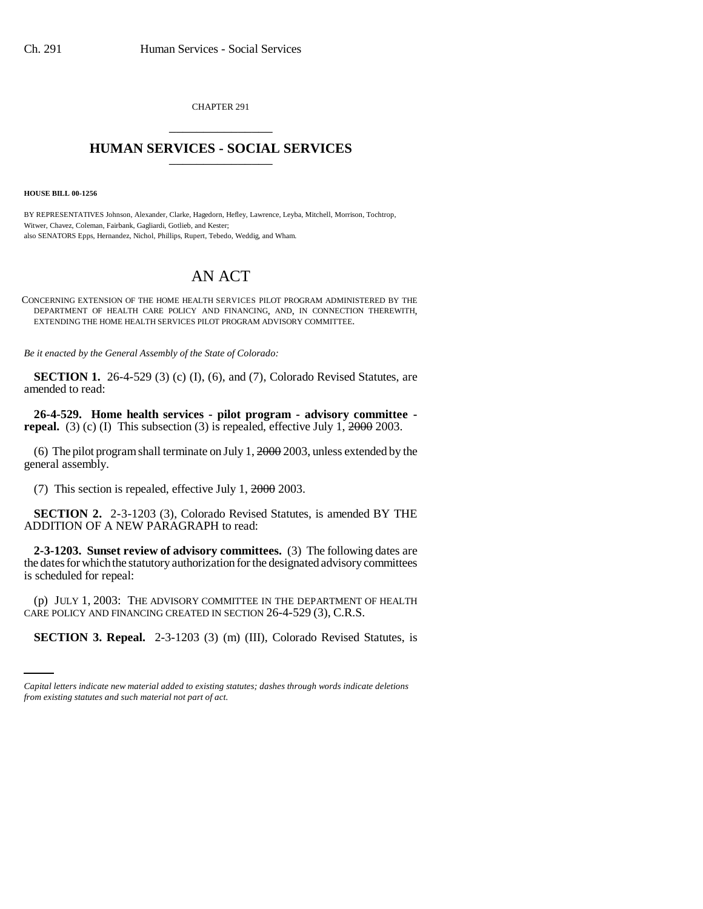CHAPTER 291

# HUMAN SERVICES - SOCIAL SERVICES

**HOUSE BILL 00-1256**

BY REPRESENTATIVES Johnson, Alexander, Clarke, Hagedorn, Hefley, Lawrence, Leyba, Mitchell, Morrison, Tochtrop, Witwer, Chavez, Coleman, Fairbank, Gagliardi, Gotlieb, and Kester;
also SENATORS Epps, Hernandez, Nichol, Phillips, Rupert, Tebedo, Weddig, and Wham.

# AN ACT

CONCERNING EXTENSION OF THE HOME HEALTH SERVICES PILOT PROGRAM ADMINISTERED BY THE DEPARTMENT OF HEALTH CARE POLICY AND FINANCING, AND, IN CONNECTION THEREWITH, EXTENDING THE HOME HEALTH SERVICES PILOT PROGRAM ADVISORY COMMITTEE.

*Be it enacted by the General Assembly of the State of Colorado:*

**SECTION 1.** 26-4-529 (3) (c) (I), (6), and (7), Colorado Revised Statutes, are amended to read:

**26-4-529. Home health services - pilot program - advisory committee - repeal.** (3) (c) (I) This subsection (3) is repealed, effective July 1, ~~2000~~ 2003.

(6) The pilot program shall terminate on July 1, ~~2000~~ 2003, unless extended by the general assembly.

(7) This section is repealed, effective July 1, ~~2000~~ 2003.

**SECTION 2.** 2-3-1203 (3), Colorado Revised Statutes, is amended BY THE ADDITION OF A NEW PARAGRAPH to read:

**2-3-1203. Sunset review of advisory committees.** (3) The following dates are the dates for which the statutory authorization for the designated advisory committees is scheduled for repeal:

(p) JULY 1, 2003: THE ADVISORY COMMITTEE IN THE DEPARTMENT OF HEALTH CARE POLICY AND FINANCING CREATED IN SECTION 26-4-529 (3), C.R.S.

**SECTION 3. Repeal.** 2-3-1203 (3) (m) (III), Colorado Revised Statutes, is

*Capital letters indicate new material added to existing statutes; dashes through words indicate deletions from existing statutes and such material not part of act.*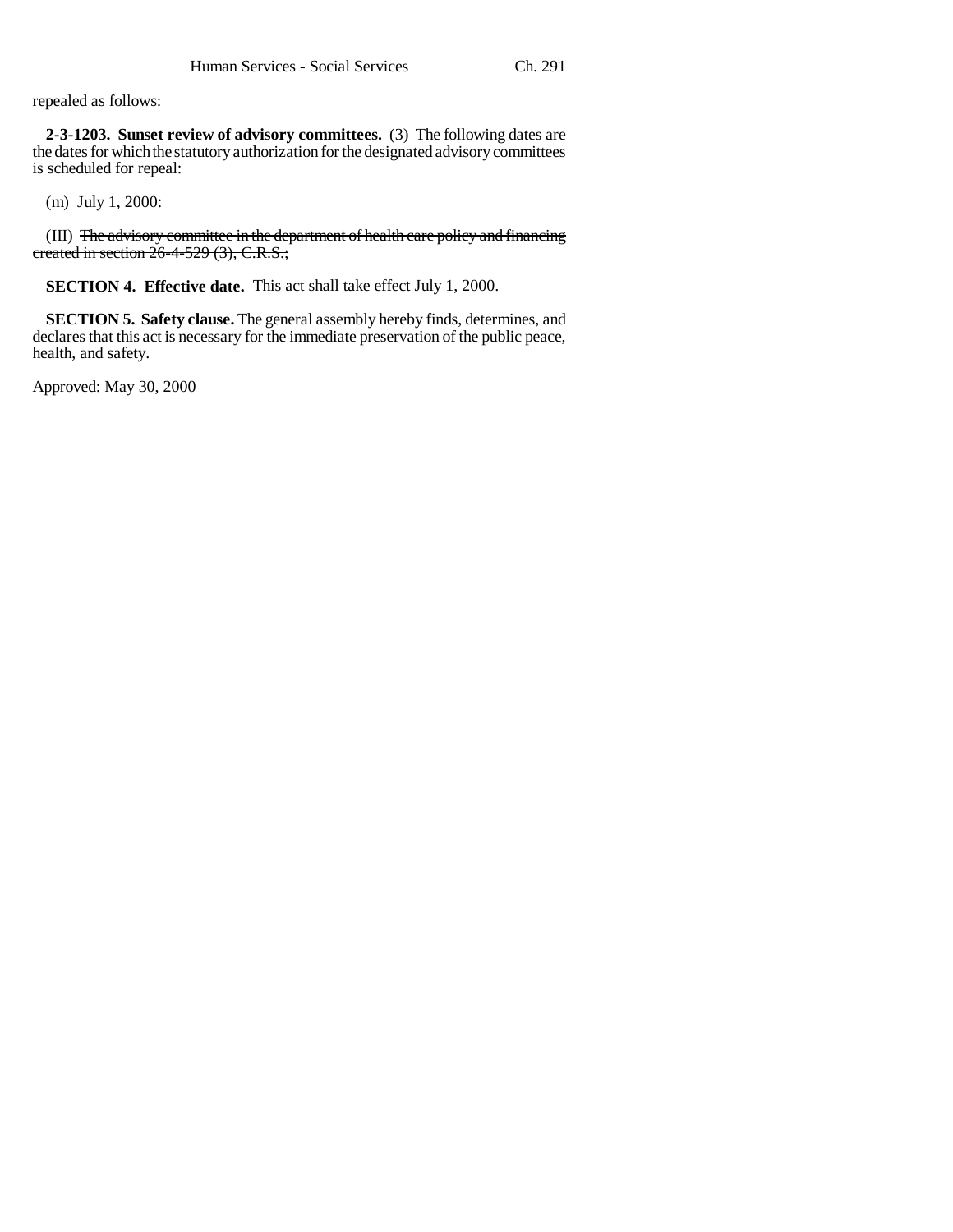repealed as follows:

**2-3-1203. Sunset review of advisory committees.** (3) The following dates are the dates for which the statutory authorization for the designated advisory committees is scheduled for repeal:

(m) July 1, 2000:

(III) ~~The advisory committee in the department of health care policy and financing created in section 26-4-529 (3), C.R.S.;~~

**SECTION 4. Effective date.** This act shall take effect July 1, 2000.

**SECTION 5. Safety clause.** The general assembly hereby finds, determines, and declares that this act is necessary for the immediate preservation of the public peace, health, and safety.

Approved: May 30, 2000